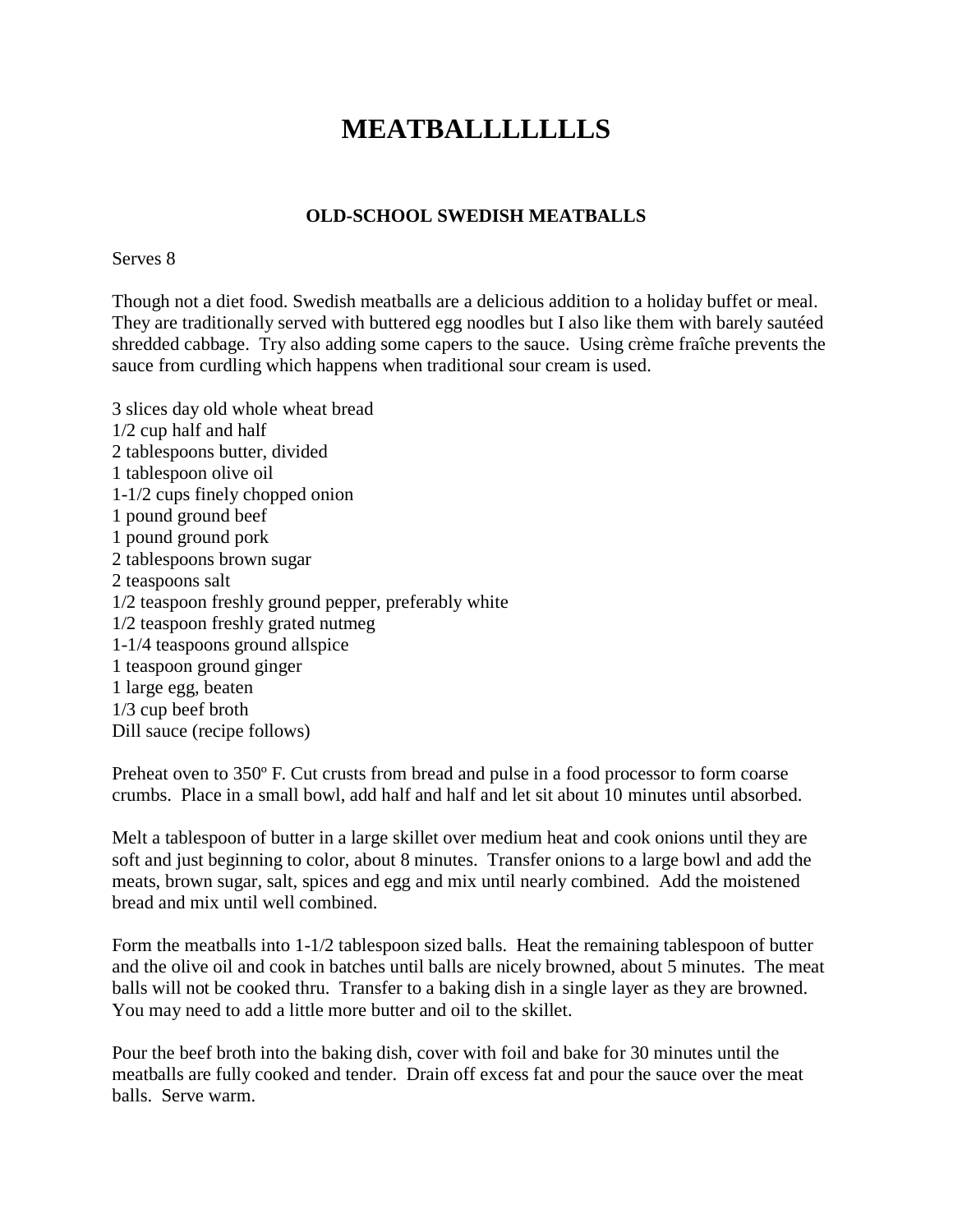# MEATBALLLLLLLS

### OLD-SCHOOL SWEDISH MEATBALLS

Serves 8

Though not a diet food. Swedish meatballs are a delicious addition to a holiday buffet or meal. They are traditionally served with buttered egg noodles but I also like them with barely sautéed shredded cabbage. Try also adding some capers to the sauce. Using crème fraîche prevents the sauce from curdling which happens when traditional sour cream is used.

3 slices day old whole wheat bread
1/2 cup half and half
2 tablespoons butter, divided
1 tablespoon olive oil
1-1/2 cups finely chopped onion
1 pound ground beef
1 pound ground pork
2 tablespoons brown sugar
2 teaspoons salt
1/2 teaspoon freshly ground pepper, preferably white
1/2 teaspoon freshly grated nutmeg
1-1/4 teaspoons ground allspice
1 teaspoon ground ginger
1 large egg, beaten
1/3 cup beef broth
Dill sauce (recipe follows)

Preheat oven to 350º F. Cut crusts from bread and pulse in a food processor to form coarse crumbs. Place in a small bowl, add half and half and let sit about 10 minutes until absorbed.

Melt a tablespoon of butter in a large skillet over medium heat and cook onions until they are soft and just beginning to color, about 8 minutes. Transfer onions to a large bowl and add the meats, brown sugar, salt, spices and egg and mix until nearly combined. Add the moistened bread and mix until well combined.

Form the meatballs into 1-1/2 tablespoon sized balls. Heat the remaining tablespoon of butter and the olive oil and cook in batches until balls are nicely browned, about 5 minutes. The meat balls will not be cooked thru. Transfer to a baking dish in a single layer as they are browned. You may need to add a little more butter and oil to the skillet.

Pour the beef broth into the baking dish, cover with foil and bake for 30 minutes until the meatballs are fully cooked and tender. Drain off excess fat and pour the sauce over the meat balls. Serve warm.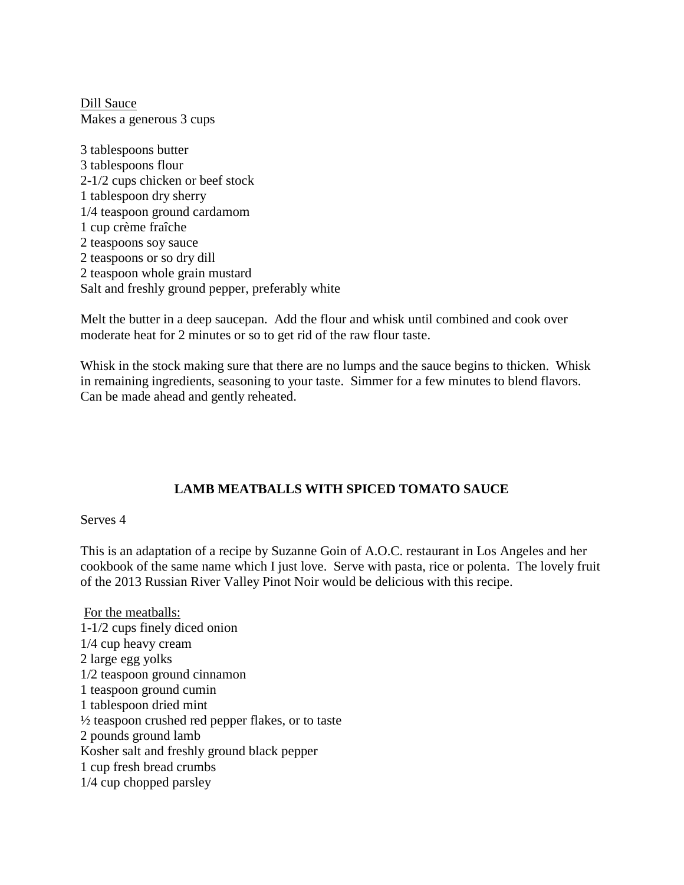Dill Sauce
Makes a generous 3 cups

3 tablespoons butter
3 tablespoons flour
2-1/2 cups chicken or beef stock
1 tablespoon dry sherry
1/4 teaspoon ground cardamom
1 cup crème fraîche
2 teaspoons soy sauce
2 teaspoons or so dry dill
2 teaspoon whole grain mustard
Salt and freshly ground pepper, preferably white

Melt the butter in a deep saucepan. Add the flour and whisk until combined and cook over moderate heat for 2 minutes or so to get rid of the raw flour taste.

Whisk in the stock making sure that there are no lumps and the sauce begins to thicken. Whisk in remaining ingredients, seasoning to your taste. Simmer for a few minutes to blend flavors. Can be made ahead and gently reheated.

## LAMB MEATBALLS WITH SPICED TOMATO SAUCE

Serves 4

This is an adaptation of a recipe by Suzanne Goin of A.O.C. restaurant in Los Angeles and her cookbook of the same name which I just love. Serve with pasta, rice or polenta. The lovely fruit of the 2013 Russian River Valley Pinot Noir would be delicious with this recipe.

For the meatballs:
1-1/2 cups finely diced onion
1/4 cup heavy cream
2 large egg yolks
1/2 teaspoon ground cinnamon
1 teaspoon ground cumin
1 tablespoon dried mint
½ teaspoon crushed red pepper flakes, or to taste
2 pounds ground lamb
Kosher salt and freshly ground black pepper
1 cup fresh bread crumbs
1/4 cup chopped parsley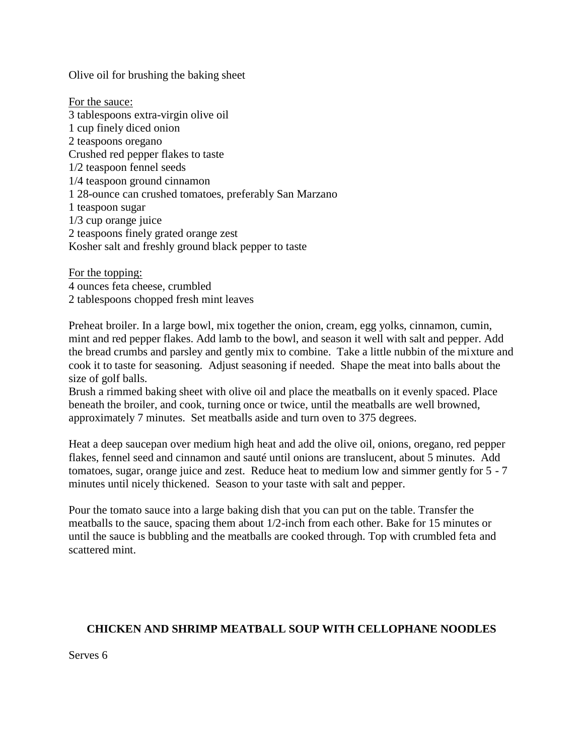Olive oil for brushing the baking sheet

For the sauce:
3 tablespoons extra-virgin olive oil
1 cup finely diced onion
2 teaspoons oregano
Crushed red pepper flakes to taste
1/2 teaspoon fennel seeds
1/4 teaspoon ground cinnamon
1 28-ounce can crushed tomatoes, preferably San Marzano
1 teaspoon sugar
1/3 cup orange juice
2 teaspoons finely grated orange zest
Kosher salt and freshly ground black pepper to taste

For the topping:
4 ounces feta cheese, crumbled
2 tablespoons chopped fresh mint leaves

Preheat broiler. In a large bowl, mix together the onion, cream, egg yolks, cinnamon, cumin, mint and red pepper flakes. Add lamb to the bowl, and season it well with salt and pepper. Add the bread crumbs and parsley and gently mix to combine. Take a little nubbin of the mixture and cook it to taste for seasoning. Adjust seasoning if needed. Shape the meat into balls about the size of golf balls.
Brush a rimmed baking sheet with olive oil and place the meatballs on it evenly spaced. Place beneath the broiler, and cook, turning once or twice, until the meatballs are well browned, approximately 7 minutes. Set meatballs aside and turn oven to 375 degrees.

Heat a deep saucepan over medium high heat and add the olive oil, onions, oregano, red pepper flakes, fennel seed and cinnamon and sauté until onions are translucent, about 5 minutes. Add tomatoes, sugar, orange juice and zest. Reduce heat to medium low and simmer gently for 5 - 7 minutes until nicely thickened. Season to your taste with salt and pepper.

Pour the tomato sauce into a large baking dish that you can put on the table. Transfer the meatballs to the sauce, spacing them about 1/2-inch from each other. Bake for 15 minutes or until the sauce is bubbling and the meatballs are cooked through. Top with crumbled feta and scattered mint.

## CHICKEN AND SHRIMP MEATBALL SOUP WITH CELLOPHANE NOODLES

Serves 6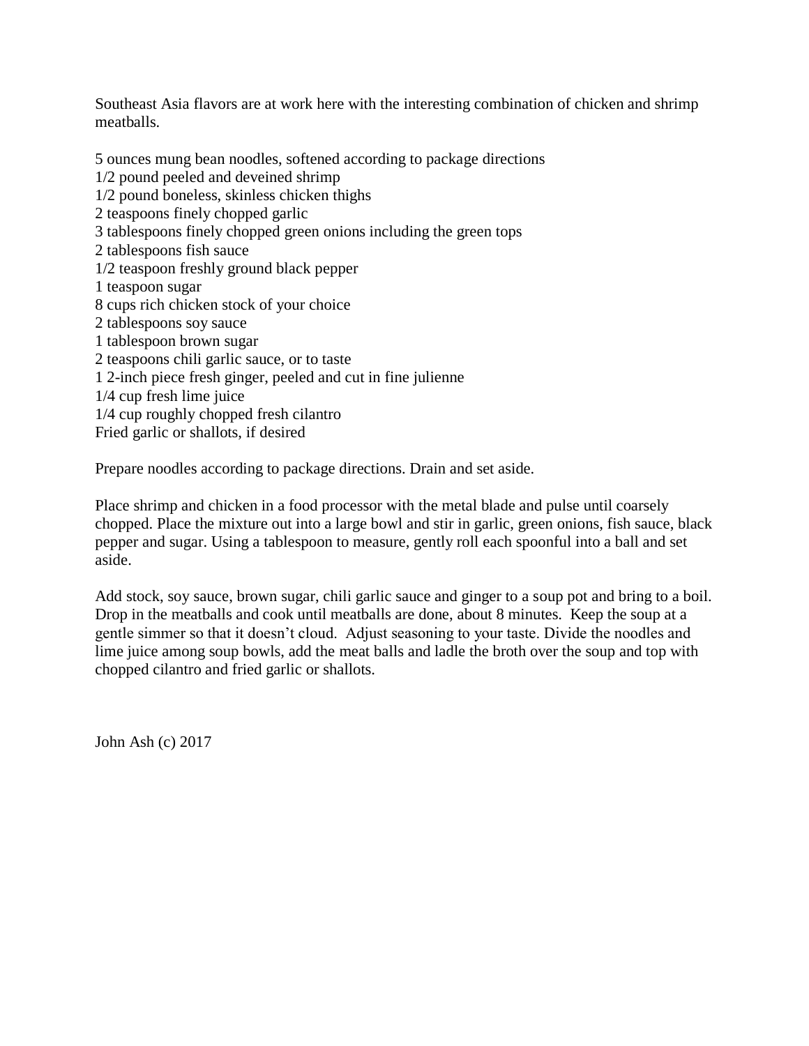Southeast Asia flavors are at work here with the interesting combination of chicken and shrimp meatballs.

5 ounces mung bean noodles, softened according to package directions
1/2 pound peeled and deveined shrimp
1/2 pound boneless, skinless chicken thighs
2 teaspoons finely chopped garlic
3 tablespoons finely chopped green onions including the green tops
2 tablespoons fish sauce
1/2 teaspoon freshly ground black pepper
1 teaspoon sugar
8 cups rich chicken stock of your choice
2 tablespoons soy sauce
1 tablespoon brown sugar
2 teaspoons chili garlic sauce, or to taste
1 2-inch piece fresh ginger, peeled and cut in fine julienne
1/4 cup fresh lime juice
1/4 cup roughly chopped fresh cilantro
Fried garlic or shallots, if desired

Prepare noodles according to package directions. Drain and set aside.

Place shrimp and chicken in a food processor with the metal blade and pulse until coarsely chopped. Place the mixture out into a large bowl and stir in garlic, green onions, fish sauce, black pepper and sugar. Using a tablespoon to measure, gently roll each spoonful into a ball and set aside.

Add stock, soy sauce, brown sugar, chili garlic sauce and ginger to a soup pot and bring to a boil. Drop in the meatballs and cook until meatballs are done, about 8 minutes. Keep the soup at a gentle simmer so that it doesn't cloud. Adjust seasoning to your taste. Divide the noodles and lime juice among soup bowls, add the meat balls and ladle the broth over the soup and top with chopped cilantro and fried garlic or shallots.

John Ash (c) 2017